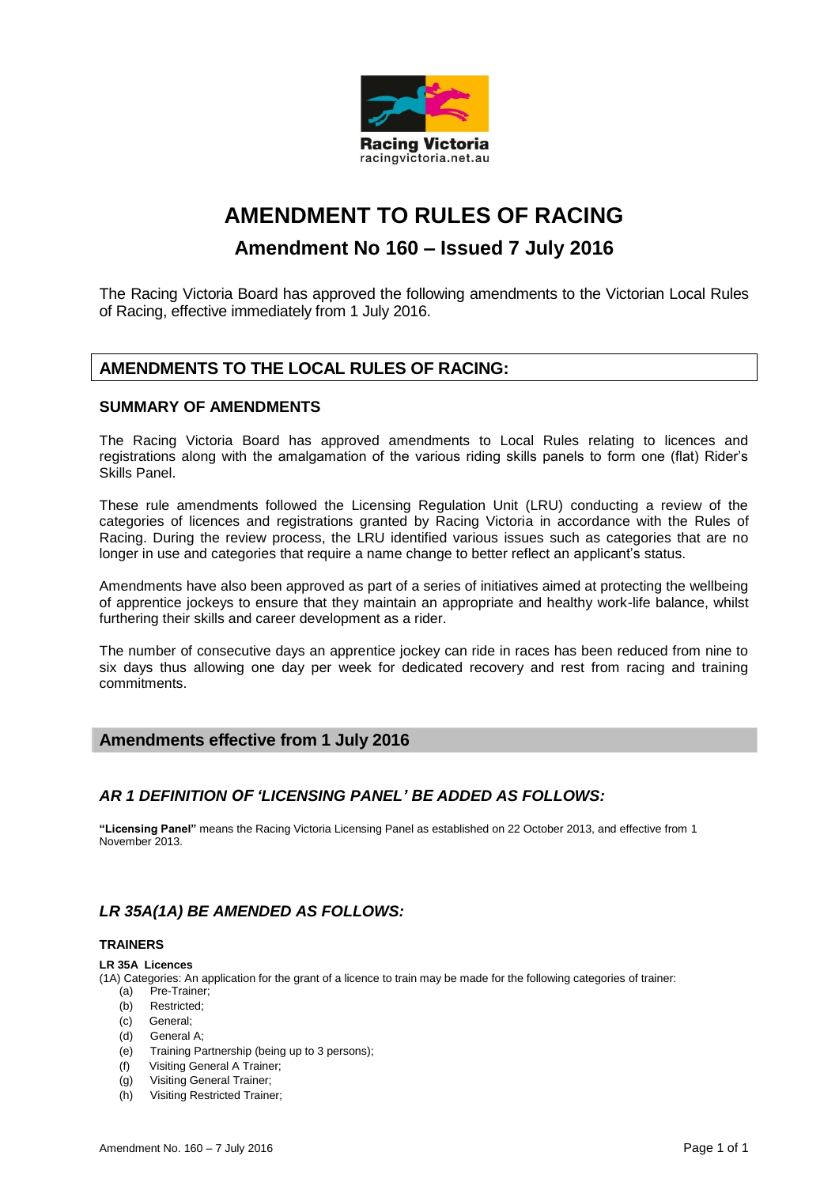Racing Victoria
racingvictoria.net.au

# AMENDMENT TO RULES OF RACING

## Amendment No 160 – Issued 7 July 2016

The Racing Victoria Board has approved the following amendments to the Victorian Local Rules of Racing, effective immediately from 1 July 2016.

## AMENDMENTS TO THE LOCAL RULES OF RACING:

### SUMMARY OF AMENDMENTS

The Racing Victoria Board has approved amendments to Local Rules relating to licences and registrations along with the amalgamation of the various riding skills panels to form one (flat) Rider's Skills Panel.

These rule amendments followed the Licensing Regulation Unit (LRU) conducting a review of the categories of licences and registrations granted by Racing Victoria in accordance with the Rules of Racing. During the review process, the LRU identified various issues such as categories that are no longer in use and categories that require a name change to better reflect an applicant's status.

Amendments have also been approved as part of a series of initiatives aimed at protecting the wellbeing of apprentice jockeys to ensure that they maintain an appropriate and healthy work-life balance, whilst furthering their skills and career development as a rider.

The number of consecutive days an apprentice jockey can ride in races has been reduced from nine to six days thus allowing one day per week for dedicated recovery and rest from racing and training commitments.

## Amendments effective from 1 July 2016

### *AR 1 DEFINITION OF 'LICENSING PANEL' BE ADDED AS FOLLOWS:*

**"Licensing Panel"** means the Racing Victoria Licensing Panel as established on 22 October 2013, and effective from 1 November 2013.

### *LR 35A(1A) BE AMENDED AS FOLLOWS:*

**TRAINERS**

**LR 35A Licences**

(1A) Categories: An application for the grant of a licence to train may be made for the following categories of trainer:

- (a) Pre-Trainer;
- (b) Restricted;
- (c) General;
- (d) General A;
- (e) Training Partnership (being up to 3 persons);
- (f) Visiting General A Trainer;
- (g) Visiting General Trainer;
- (h) Visiting Restricted Trainer;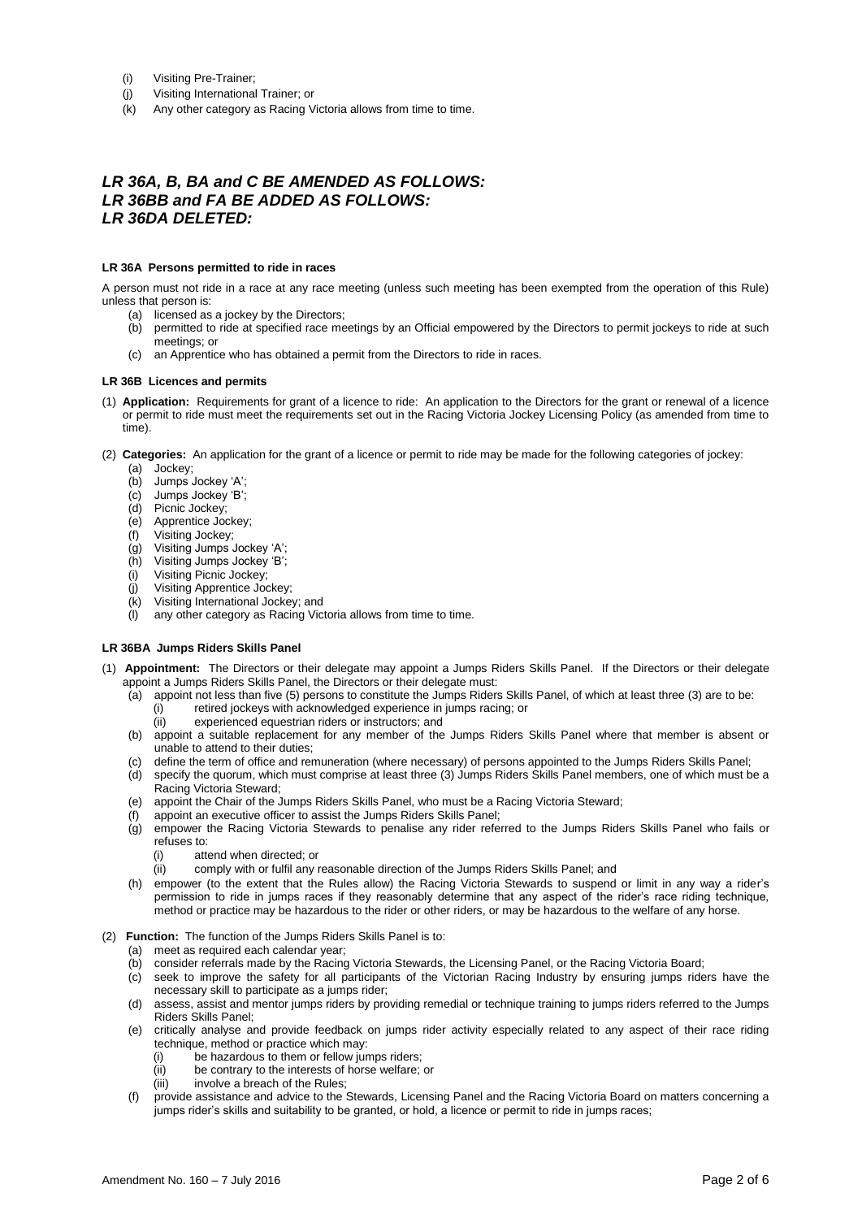(i) Visiting Pre-Trainer;
(j) Visiting International Trainer; or
(k) Any other category as Racing Victoria allows from time to time.

## *LR 36A, B, BA and C BE AMENDED AS FOLLOWS:*
## *LR 36BB and FA BE ADDED AS FOLLOWS:*
## *LR 36DA DELETED:*

**LR 36A Persons permitted to ride in races**

A person must not ride in a race at any race meeting (unless such meeting has been exempted from the operation of this Rule) unless that person is:

(a) licensed as a jockey by the Directors;
(b) permitted to ride at specified race meetings by an Official empowered by the Directors to permit jockeys to ride at such meetings; or
(c) an Apprentice who has obtained a permit from the Directors to ride in races.

**LR 36B Licences and permits**

(1) **Application:** Requirements for grant of a licence to ride: An application to the Directors for the grant or renewal of a licence or permit to ride must meet the requirements set out in the Racing Victoria Jockey Licensing Policy (as amended from time to time).

(2) **Categories:** An application for the grant of a licence or permit to ride may be made for the following categories of jockey:

(a) Jockey;
(b) Jumps Jockey 'A';
(c) Jumps Jockey 'B';
(d) Picnic Jockey;
(e) Apprentice Jockey;
(f) Visiting Jockey;
(g) Visiting Jumps Jockey 'A';
(h) Visiting Jumps Jockey 'B';
(i) Visiting Picnic Jockey;
(j) Visiting Apprentice Jockey;
(k) Visiting International Jockey; and
(l) any other category as Racing Victoria allows from time to time.

**LR 36BA Jumps Riders Skills Panel**

(1) **Appointment:** The Directors or their delegate may appoint a Jumps Riders Skills Panel. If the Directors or their delegate appoint a Jumps Riders Skills Panel, the Directors or their delegate must:

(a) appoint not less than five (5) persons to constitute the Jumps Riders Skills Panel, of which at least three (3) are to be:
  (i) retired jockeys with acknowledged experience in jumps racing; or
  (ii) experienced equestrian riders or instructors; and
(b) appoint a suitable replacement for any member of the Jumps Riders Skills Panel where that member is absent or unable to attend to their duties;
(c) define the term of office and remuneration (where necessary) of persons appointed to the Jumps Riders Skills Panel;
(d) specify the quorum, which must comprise at least three (3) Jumps Riders Skills Panel members, one of which must be a Racing Victoria Steward;
(e) appoint the Chair of the Jumps Riders Skills Panel, who must be a Racing Victoria Steward;
(f) appoint an executive officer to assist the Jumps Riders Skills Panel;
(g) empower the Racing Victoria Stewards to penalise any rider referred to the Jumps Riders Skills Panel who fails or refuses to:
  (i) attend when directed; or
  (ii) comply with or fulfil any reasonable direction of the Jumps Riders Skills Panel; and
(h) empower (to the extent that the Rules allow) the Racing Victoria Stewards to suspend or limit in any way a rider's permission to ride in jumps races if they reasonably determine that any aspect of the rider's race riding technique, method or practice may be hazardous to the rider or other riders, or may be hazardous to the welfare of any horse.

(2) **Function:** The function of the Jumps Riders Skills Panel is to:

(a) meet as required each calendar year;
(b) consider referrals made by the Racing Victoria Stewards, the Licensing Panel, or the Racing Victoria Board;
(c) seek to improve the safety for all participants of the Victorian Racing Industry by ensuring jumps riders have the necessary skill to participate as a jumps rider;
(d) assess, assist and mentor jumps riders by providing remedial or technique training to jumps riders referred to the Jumps Riders Skills Panel;
(e) critically analyse and provide feedback on jumps rider activity especially related to any aspect of their race riding technique, method or practice which may:
  (i) be hazardous to them or fellow jumps riders;
  (ii) be contrary to the interests of horse welfare; or
  (iii) involve a breach of the Rules;
(f) provide assistance and advice to the Stewards, Licensing Panel and the Racing Victoria Board on matters concerning a jumps rider's skills and suitability to be granted, or hold, a licence or permit to ride in jumps races;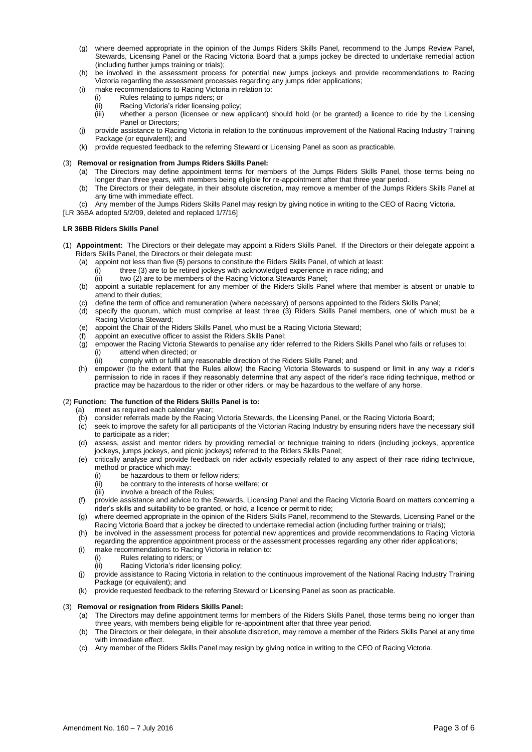(g) where deemed appropriate in the opinion of the Jumps Riders Skills Panel, recommend to the Jumps Review Panel, Stewards, Licensing Panel or the Racing Victoria Board that a jumps jockey be directed to undertake remedial action (including further jumps training or trials);

(h) be involved in the assessment process for potential new jumps jockeys and provide recommendations to Racing Victoria regarding the assessment processes regarding any jumps rider applications;

(i) make recommendations to Racing Victoria in relation to:

- (i) Rules relating to jumps riders; or
- (ii) Racing Victoria's rider licensing policy;
- (iii) whether a person (licensee or new applicant) should hold (or be granted) a licence to ride by the Licensing Panel or Directors;

(j) provide assistance to Racing Victoria in relation to the continuous improvement of the National Racing Industry Training Package (or equivalent); and

(k) provide requested feedback to the referring Steward or Licensing Panel as soon as practicable.

(3) **Removal or resignation from Jumps Riders Skills Panel:**

(a) The Directors may define appointment terms for members of the Jumps Riders Skills Panel, those terms being no longer than three years, with members being eligible for re-appointment after that three year period.

(b) The Directors or their delegate, in their absolute discretion, may remove a member of the Jumps Riders Skills Panel at any time with immediate effect.

(c) Any member of the Jumps Riders Skills Panel may resign by giving notice in writing to the CEO of Racing Victoria.

[LR 36BA adopted 5/2/09, deleted and replaced 1/7/16]

#### LR 36BB Riders Skills Panel

(1) **Appointment:** The Directors or their delegate may appoint a Riders Skills Panel. If the Directors or their delegate appoint a Riders Skills Panel, the Directors or their delegate must:

(a) appoint not less than five (5) persons to constitute the Riders Skills Panel, of which at least:

- (i) three (3) are to be retired jockeys with acknowledged experience in race riding; and
- (ii) two (2) are to be members of the Racing Victoria Stewards Panel;

(b) appoint a suitable replacement for any member of the Riders Skills Panel where that member is absent or unable to attend to their duties;

(c) define the term of office and remuneration (where necessary) of persons appointed to the Riders Skills Panel;

(d) specify the quorum, which must comprise at least three (3) Riders Skills Panel members, one of which must be a Racing Victoria Steward;

(e) appoint the Chair of the Riders Skills Panel, who must be a Racing Victoria Steward;

(f) appoint an executive officer to assist the Riders Skills Panel;

(g) empower the Racing Victoria Stewards to penalise any rider referred to the Riders Skills Panel who fails or refuses to:

- (i) attend when directed; or
- (ii) comply with or fulfil any reasonable direction of the Riders Skills Panel; and

(h) empower (to the extent that the Rules allow) the Racing Victoria Stewards to suspend or limit in any way a rider's permission to ride in races if they reasonably determine that any aspect of the rider's race riding technique, method or practice may be hazardous to the rider or other riders, or may be hazardous to the welfare of any horse.

(2) **Function: The function of the Riders Skills Panel is to:**

(a) meet as required each calendar year;

(b) consider referrals made by the Racing Victoria Stewards, the Licensing Panel, or the Racing Victoria Board;

(c) seek to improve the safety for all participants of the Victorian Racing Industry by ensuring riders have the necessary skill to participate as a rider;

(d) assess, assist and mentor riders by providing remedial or technique training to riders (including jockeys, apprentice jockeys, jumps jockeys, and picnic jockeys) referred to the Riders Skills Panel;

(e) critically analyse and provide feedback on rider activity especially related to any aspect of their race riding technique, method or practice which may:

- (i) be hazardous to them or fellow riders;
- (ii) be contrary to the interests of horse welfare; or
- (iii) involve a breach of the Rules;

(f) provide assistance and advice to the Stewards, Licensing Panel and the Racing Victoria Board on matters concerning a rider's skills and suitability to be granted, or hold, a licence or permit to ride;

(g) where deemed appropriate in the opinion of the Riders Skills Panel, recommend to the Stewards, Licensing Panel or the Racing Victoria Board that a jockey be directed to undertake remedial action (including further training or trials);

(h) be involved in the assessment process for potential new apprentices and provide recommendations to Racing Victoria regarding the apprentice appointment process or the assessment processes regarding any other rider applications;

(i) make recommendations to Racing Victoria in relation to:

- (i) Rules relating to riders; or
- (ii) Racing Victoria's rider licensing policy;

(j) provide assistance to Racing Victoria in relation to the continuous improvement of the National Racing Industry Training Package (or equivalent); and

(k) provide requested feedback to the referring Steward or Licensing Panel as soon as practicable.

(3) **Removal or resignation from Riders Skills Panel:**

(a) The Directors may define appointment terms for members of the Riders Skills Panel, those terms being no longer than three years, with members being eligible for re-appointment after that three year period.

(b) The Directors or their delegate, in their absolute discretion, may remove a member of the Riders Skills Panel at any time with immediate effect.

(c) Any member of the Riders Skills Panel may resign by giving notice in writing to the CEO of Racing Victoria.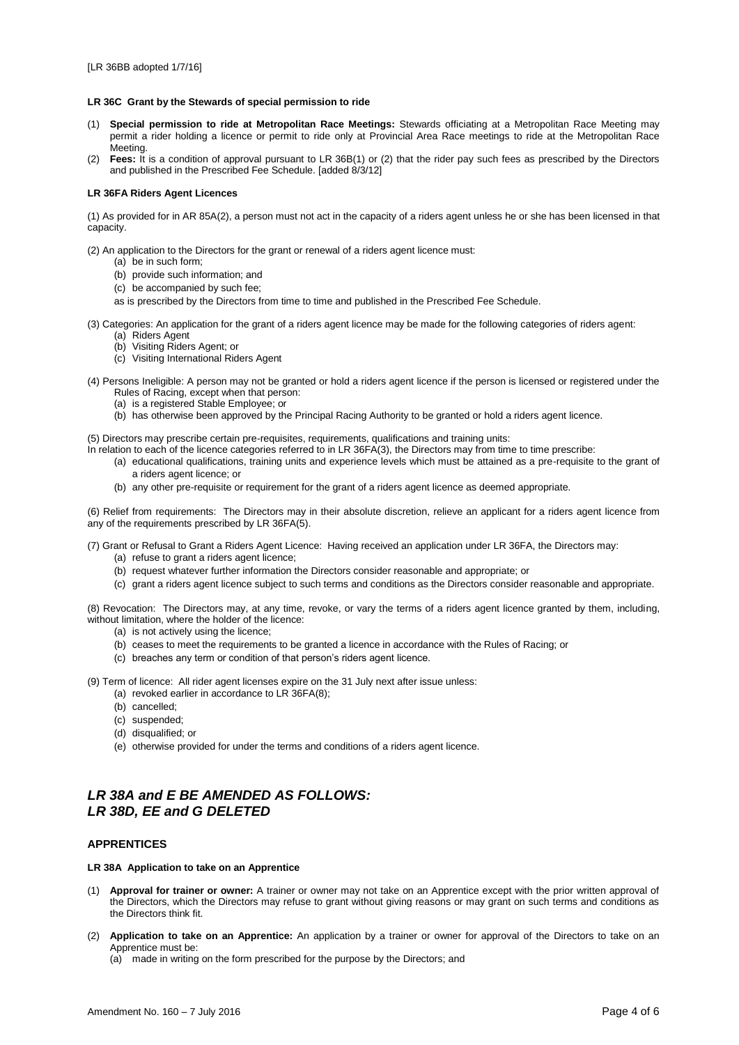[LR 36BB adopted 1/7/16]

**LR 36C Grant by the Stewards of special permission to ride**

(1) **Special permission to ride at Metropolitan Race Meetings:** Stewards officiating at a Metropolitan Race Meeting may permit a rider holding a licence or permit to ride only at Provincial Area Race meetings to ride at the Metropolitan Race Meeting.

(2) **Fees:** It is a condition of approval pursuant to LR 36B(1) or (2) that the rider pay such fees as prescribed by the Directors and published in the Prescribed Fee Schedule. [added 8/3/12]

**LR 36FA Riders Agent Licences**

(1) As provided for in AR 85A(2), a person must not act in the capacity of a riders agent unless he or she has been licensed in that capacity.

(2) An application to the Directors for the grant or renewal of a riders agent licence must:

(a) be in such form;
(b) provide such information; and
(c) be accompanied by such fee;

as is prescribed by the Directors from time to time and published in the Prescribed Fee Schedule.

(3) Categories: An application for the grant of a riders agent licence may be made for the following categories of riders agent:

(a) Riders Agent
(b) Visiting Riders Agent; or
(c) Visiting International Riders Agent

(4) Persons Ineligible: A person may not be granted or hold a riders agent licence if the person is licensed or registered under the Rules of Racing, except when that person:

(a) is a registered Stable Employee; or
(b) has otherwise been approved by the Principal Racing Authority to be granted or hold a riders agent licence.

(5) Directors may prescribe certain pre-requisites, requirements, qualifications and training units:
In relation to each of the licence categories referred to in LR 36FA(3), the Directors may from time to time prescribe:

(a) educational qualifications, training units and experience levels which must be attained as a pre-requisite to the grant of a riders agent licence; or
(b) any other pre-requisite or requirement for the grant of a riders agent licence as deemed appropriate.

(6) Relief from requirements: The Directors may in their absolute discretion, relieve an applicant for a riders agent licence from any of the requirements prescribed by LR 36FA(5).

(7) Grant or Refusal to Grant a Riders Agent Licence: Having received an application under LR 36FA, the Directors may:

(a) refuse to grant a riders agent licence;
(b) request whatever further information the Directors consider reasonable and appropriate; or
(c) grant a riders agent licence subject to such terms and conditions as the Directors consider reasonable and appropriate.

(8) Revocation: The Directors may, at any time, revoke, or vary the terms of a riders agent licence granted by them, including, without limitation, where the holder of the licence:

(a) is not actively using the licence;
(b) ceases to meet the requirements to be granted a licence in accordance with the Rules of Racing; or
(c) breaches any term or condition of that person's riders agent licence.

(9) Term of licence: All rider agent licenses expire on the 31 July next after issue unless:

(a) revoked earlier in accordance to LR 36FA(8);
(b) cancelled;
(c) suspended;
(d) disqualified; or
(e) otherwise provided for under the terms and conditions of a riders agent licence.

## *LR 38A and E BE AMENDED AS FOLLOWS:*
## *LR 38D, EE and G DELETED*

### APPRENTICES

**LR 38A Application to take on an Apprentice**

(1) **Approval for trainer or owner:** A trainer or owner may not take on an Apprentice except with the prior written approval of the Directors, which the Directors may refuse to grant without giving reasons or may grant on such terms and conditions as the Directors think fit.

(2) **Application to take on an Apprentice:** An application by a trainer or owner for approval of the Directors to take on an Apprentice must be:

(a) made in writing on the form prescribed for the purpose by the Directors; and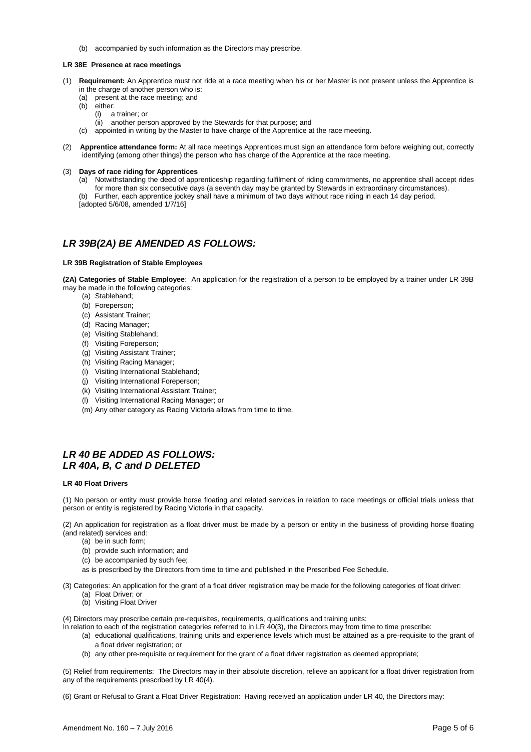(b) accompanied by such information as the Directors may prescribe.

**LR 38E Presence at race meetings**

(1) **Requirement:** An Apprentice must not ride at a race meeting when his or her Master is not present unless the Apprentice is in the charge of another person who is:
  - (a) present at the race meeting; and
  - (b) either:
    - (i) a trainer; or
    - (ii) another person approved by the Stewards for that purpose; and
  - (c) appointed in writing by the Master to have charge of the Apprentice at the race meeting.

(2) **Apprentice attendance form:** At all race meetings Apprentices must sign an attendance form before weighing out, correctly identifying (among other things) the person who has charge of the Apprentice at the race meeting.

(3) **Days of race riding for Apprentices**
  - (a) Notwithstanding the deed of apprenticeship regarding fulfilment of riding commitments, no apprentice shall accept rides for more than six consecutive days (a seventh day may be granted by Stewards in extraordinary circumstances).
  - (b) Further, each apprentice jockey shall have a minimum of two days without race riding in each 14 day period.

[adopted 5/6/08, amended 1/7/16]

## *LR 39B(2A) BE AMENDED AS FOLLOWS:*

**LR 39B Registration of Stable Employees**

**(2A) Categories of Stable Employee**: An application for the registration of a person to be employed by a trainer under LR 39B may be made in the following categories:
  - (a) Stablehand;
  - (b) Foreperson;
  - (c) Assistant Trainer;
  - (d) Racing Manager;
  - (e) Visiting Stablehand;
  - (f) Visiting Foreperson;
  - (g) Visiting Assistant Trainer;
  - (h) Visiting Racing Manager;
  - (i) Visiting International Stablehand;
  - (j) Visiting International Foreperson;
  - (k) Visiting International Assistant Trainer;
  - (l) Visiting International Racing Manager; or
  - (m) Any other category as Racing Victoria allows from time to time.

## *LR 40 BE ADDED AS FOLLOWS:*
## *LR 40A, B, C and D DELETED*

**LR 40 Float Drivers**

(1) No person or entity must provide horse floating and related services in relation to race meetings or official trials unless that person or entity is registered by Racing Victoria in that capacity.

(2) An application for registration as a float driver must be made by a person or entity in the business of providing horse floating (and related) services and:
  - (a) be in such form;
  - (b) provide such information; and
  - (c) be accompanied by such fee;

as is prescribed by the Directors from time to time and published in the Prescribed Fee Schedule.

(3) Categories: An application for the grant of a float driver registration may be made for the following categories of float driver:
  - (a) Float Driver; or
  - (b) Visiting Float Driver

(4) Directors may prescribe certain pre-requisites, requirements, qualifications and training units:
In relation to each of the registration categories referred to in LR 40(3), the Directors may from time to time prescribe:
  - (a) educational qualifications, training units and experience levels which must be attained as a pre-requisite to the grant of a float driver registration; or
  - (b) any other pre-requisite or requirement for the grant of a float driver registration as deemed appropriate;

(5) Relief from requirements: The Directors may in their absolute discretion, relieve an applicant for a float driver registration from any of the requirements prescribed by LR 40(4).

(6) Grant or Refusal to Grant a Float Driver Registration: Having received an application under LR 40, the Directors may: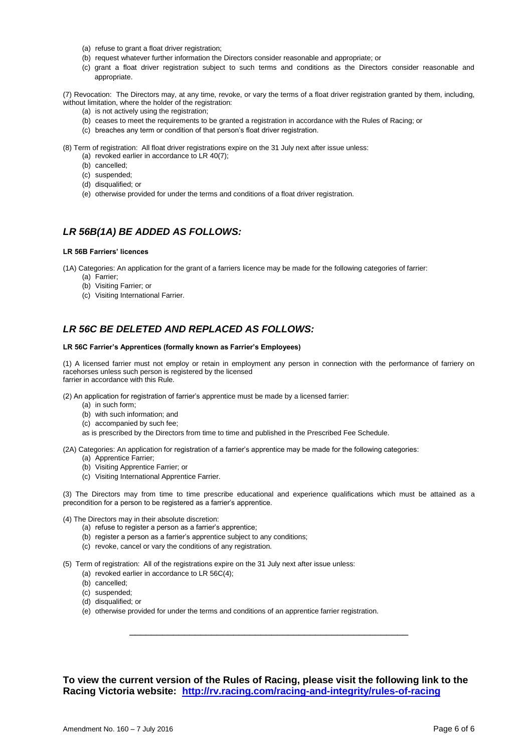(a) refuse to grant a float driver registration;
(b) request whatever further information the Directors consider reasonable and appropriate; or
(c) grant a float driver registration subject to such terms and conditions as the Directors consider reasonable and appropriate.

(7) Revocation: The Directors may, at any time, revoke, or vary the terms of a float driver registration granted by them, including, without limitation, where the holder of the registration:

(a) is not actively using the registration;
(b) ceases to meet the requirements to be granted a registration in accordance with the Rules of Racing; or
(c) breaches any term or condition of that person's float driver registration.

(8) Term of registration: All float driver registrations expire on the 31 July next after issue unless:

(a) revoked earlier in accordance to LR 40(7);
(b) cancelled;
(c) suspended;
(d) disqualified; or
(e) otherwise provided for under the terms and conditions of a float driver registration.

## *LR 56B(1A) BE ADDED AS FOLLOWS:*

**LR 56B Farriers' licences**

(1A) Categories: An application for the grant of a farriers licence may be made for the following categories of farrier:

(a) Farrier;
(b) Visiting Farrier; or
(c) Visiting International Farrier.

## *LR 56C BE DELETED AND REPLACED AS FOLLOWS:*

**LR 56C Farrier's Apprentices (formally known as Farrier's Employees)**

(1) A licensed farrier must not employ or retain in employment any person in connection with the performance of farriery on racehorses unless such person is registered by the licensed farrier in accordance with this Rule.

(2) An application for registration of farrier's apprentice must be made by a licensed farrier:

(a) in such form;
(b) with such information; and
(c) accompanied by such fee;

as is prescribed by the Directors from time to time and published in the Prescribed Fee Schedule.

(2A) Categories: An application for registration of a farrier's apprentice may be made for the following categories:

(a) Apprentice Farrier;
(b) Visiting Apprentice Farrier; or
(c) Visiting International Apprentice Farrier.

(3) The Directors may from time to time prescribe educational and experience qualifications which must be attained as a precondition for a person to be registered as a farrier's apprentice.

(4) The Directors may in their absolute discretion:

(a) refuse to register a person as a farrier's apprentice;
(b) register a person as a farrier's apprentice subject to any conditions;
(c) revoke, cancel or vary the conditions of any registration.

(5) Term of registration: All of the registrations expire on the 31 July next after issue unless:

(a) revoked earlier in accordance to LR 56C(4);
(b) cancelled;
(c) suspended;
(d) disqualified; or
(e) otherwise provided for under the terms and conditions of an apprentice farrier registration.

---

**To view the current version of the Rules of Racing, please visit the following link to the Racing Victoria website: [http://rv.racing.com/racing-and-integrity/rules-of-racing](http://rv.racing.com/racing-and-integrity/rules-of-racing)**

Amendment No. 160 – 7 July 2016